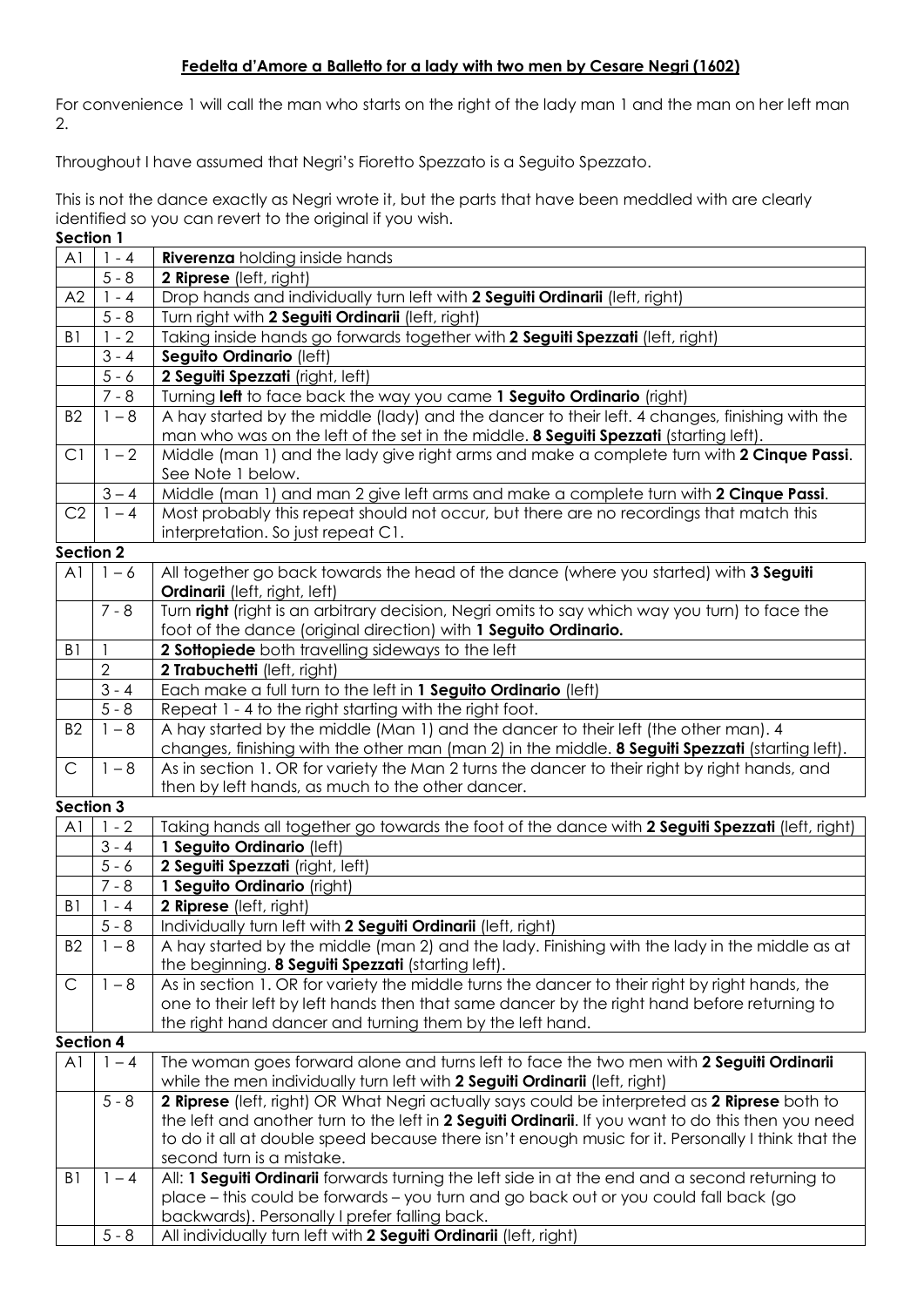# Fedelta d'Amore a Balletto for a lady with two men by Cesare Negri (1602)

For convenience I will call the man who starts on the right of the lady man 1 and the man on her left man 2.

Throughout I have assumed that Negri's Fioretto Spezzato is a Seguito Spezzato.

This is not the dance exactly as Negri wrote it, but the parts that have been meddled with are clearly identified so you can revert to the original if you wish.

**Section 1**

| | | |
|---|---|---|
| A1 | 1 - 4 | **Riverenza** holding inside hands |
| | 5 - 8 | **2 Riprese** (left, right) |
| A2 | 1 - 4 | Drop hands and individually turn left with **2 Seguiti Ordinarii** (left, right) |
| | 5 - 8 | Turn right with **2 Seguiti Ordinarii** (left, right) |
| B1 | 1 - 2 | Taking inside hands go forwards together with **2 Seguiti Spezzati** (left, right) |
| | 3 - 4 | **Seguito Ordinario** (left) |
| | 5 - 6 | **2 Seguiti Spezzati** (right, left) |
| | 7 - 8 | Turning **left** to face back the way you came **1 Seguito Ordinario** (right) |
| B2 | 1 – 8 | A hay started by the middle (lady) and the dancer to their left. 4 changes, finishing with the man who was on the left of the set in the middle. **8 Seguiti Spezzati** (starting left). |
| C1 | 1 – 2 | Middle (man 1) and the lady give right arms and make a complete turn with **2 Cinque Passi**. See Note 1 below. |
| | 3 – 4 | Middle (man 1) and man 2 give left arms and make a complete turn with **2 Cinque Passi**. |
| C2 | 1 – 4 | Most probably this repeat should not occur, but there are no recordings that match this interpretation. So just repeat C1. |

**Section 2**

| | | |
|---|---|---|
| A1 | 1 – 6 | All together go back towards the head of the dance (where you started) with **3 Seguiti Ordinarii** (left, right, left) |
| | 7 - 8 | Turn **right** (right is an arbitrary decision, Negri omits to say which way you turn) to face the foot of the dance (original direction) with **1 Seguito Ordinario.** |
| B1 | 1 | **2 Sottopiede** both travelling sideways to the left |
| | 2 | **2 Trabuchetti** (left, right) |
| | 3 - 4 | Each make a full turn to the left in **1 Seguito Ordinario** (left) |
| | 5 - 8 | Repeat 1 - 4 to the right starting with the right foot. |
| B2 | 1 – 8 | A hay started by the middle (Man 1) and the dancer to their left (the other man). 4 changes, finishing with the other man (man 2) in the middle. **8 Seguiti Spezzati** (starting left). |
| C | 1 – 8 | As in section 1. OR for variety the Man 2 turns the dancer to their right by right hands, and then by left hands, as much to the other dancer. |

**Section 3**

| | | |
|---|---|---|
| A1 | 1 - 2 | Taking hands all together go towards the foot of the dance with **2 Seguiti Spezzati** (left, right) |
| | 3 - 4 | **1 Seguito Ordinario** (left) |
| | 5 - 6 | **2 Seguiti Spezzati** (right, left) |
| | 7 - 8 | **1 Seguito Ordinario** (right) |
| B1 | 1 - 4 | **2 Riprese** (left, right) |
| | 5 - 8 | Individually turn left with **2 Seguiti Ordinarii** (left, right) |
| B2 | 1 – 8 | A hay started by the middle (man 2) and the lady. Finishing with the lady in the middle as at the beginning. **8 Seguiti Spezzati** (starting left). |
| C | 1 – 8 | As in section 1. OR for variety the middle turns the dancer to their right by right hands, the one to their left by left hands then that same dancer by the right hand before returning to the right hand dancer and turning them by the left hand. |

**Section 4**

| | | |
|---|---|---|
| A1 | 1 – 4 | The woman goes forward alone and turns left to face the two men with **2 Seguiti Ordinarii** while the men individually turn left with **2 Seguiti Ordinarii** (left, right) |
| | 5 - 8 | **2 Riprese** (left, right) OR What Negri actually says could be interpreted as **2 Riprese** both to the left and another turn to the left in **2 Seguiti Ordinarii**. If you want to do this then you need to do it all at double speed because there isn't enough music for it. Personally I think that the second turn is a mistake. |
| B1 | 1 – 4 | All: **1 Seguiti Ordinarii** forwards turning the left side in at the end and a second returning to place – this could be forwards – you turn and go back out or you could fall back (go backwards). Personally I prefer falling back. |
| | 5 - 8 | All individually turn left with **2 Seguiti Ordinarii** (left, right) |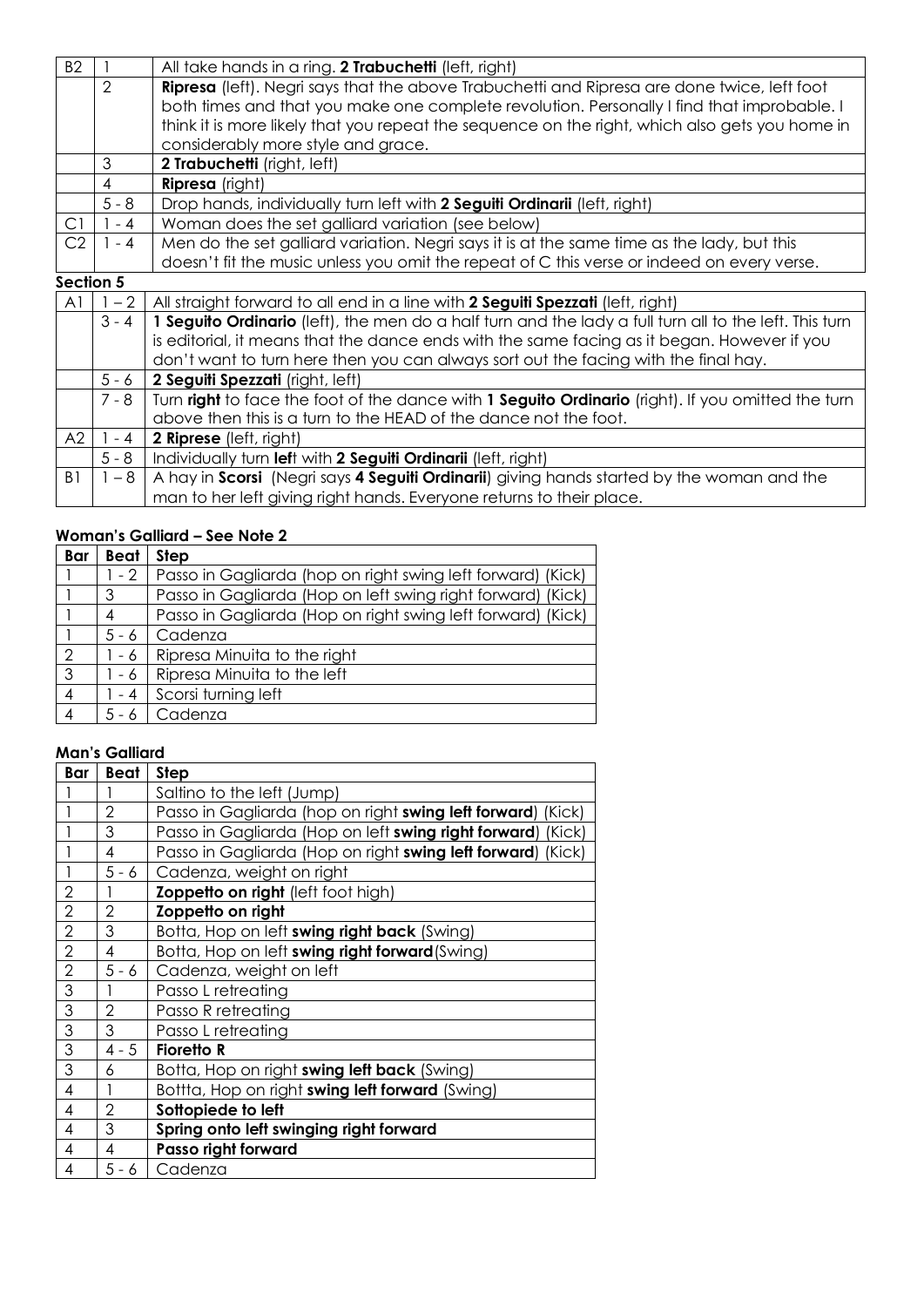| | | |
|---|---|---|
| B2 | 1 | All take hands in a ring. **2 Trabuchetti** (left, right) |
| | 2 | **Ripresa** (left). Negri says that the above Trabuchetti and Ripresa are done twice, left foot both times and that you make one complete revolution. Personally I find that improbable. I think it is more likely that you repeat the sequence on the right, which also gets you home in considerably more style and grace. |
| | 3 | **2 Trabuchetti** (right, left) |
| | 4 | **Ripresa** (right) |
| | 5 - 8 | Drop hands, individually turn left with **2 Seguiti Ordinarii** (left, right) |
| C1 | 1 - 4 | Woman does the set galliard variation (see below) |
| C2 | 1 - 4 | Men do the set galliard variation. Negri says it is at the same time as the lady, but this doesn't fit the music unless you omit the repeat of C this verse or indeed on every verse. |

**Section 5**

| | | |
|---|---|---|
| A1 | 1 – 2 | All straight forward to all end in a line with **2 Seguiti Spezzati** (left, right) |
| | 3 - 4 | **1 Seguito Ordinario** (left), the men do a half turn and the lady a full turn all to the left. This turn is editorial, it means that the dance ends with the same facing as it began. However if you don't want to turn here then you can always sort out the facing with the final hay. |
| | 5 - 6 | **2 Seguiti Spezzati** (right, left) |
| | 7 - 8 | Turn **right** to face the foot of the dance with **1 Seguito Ordinario** (right). If you omitted the turn above then this is a turn to the HEAD of the dance not the foot. |
| A2 | 1 - 4 | **2 Riprese** (left, right) |
| | 5 - 8 | Individually turn **lef**t with **2 Seguiti Ordinarii** (left, right) |
| B1 | 1 – 8 | A hay in **Scorsi** (Negri says **4 Seguiti Ordinarii**) giving hands started by the woman and the man to her left giving right hands. Everyone returns to their place. |

**Woman's Galliard – See Note 2**

| Bar | Beat | Step |
|---|---|---|
| 1 | 1 - 2 | Passo in Gagliarda (hop on right swing left forward) (Kick) |
| 1 | 3 | Passo in Gagliarda (Hop on left swing right forward) (Kick) |
| 1 | 4 | Passo in Gagliarda (Hop on right swing left forward) (Kick) |
| 1 | 5 - 6 | Cadenza |
| 2 | 1 - 6 | Ripresa Minuita to the right |
| 3 | 1 - 6 | Ripresa Minuita to the left |
| 4 | 1 - 4 | Scorsi turning left |
| 4 | 5 - 6 | Cadenza |

**Man's Galliard**

| Bar | Beat | Step |
|---|---|---|
| 1 | 1 | Saltino to the left (Jump) |
| 1 | 2 | Passo in Gagliarda (hop on right **swing left forward**) (Kick) |
| 1 | 3 | Passo in Gagliarda (Hop on left **swing right forward**) (Kick) |
| 1 | 4 | Passo in Gagliarda (Hop on right **swing left forward**) (Kick) |
| 1 | 5 - 6 | Cadenza, weight on right |
| 2 | 1 | **Zoppetto on right** (left foot high) |
| 2 | 2 | **Zoppetto on right** |
| 2 | 3 | Botta, Hop on left **swing right back** (Swing) |
| 2 | 4 | Botta, Hop on left **swing right forward**(Swing) |
| 2 | 5 - 6 | Cadenza, weight on left |
| 3 | 1 | Passo L retreating |
| 3 | 2 | Passo R retreating |
| 3 | 3 | Passo L retreating |
| 3 | 4 - 5 | **Fioretto R** |
| 3 | 6 | Botta, Hop on right **swing left back** (Swing) |
| 4 | 1 | Bottta, Hop on right **swing left forward** (Swing) |
| 4 | 2 | **Sottopiede to left** |
| 4 | 3 | **Spring onto left swinging right forward** |
| 4 | 4 | **Passo right forward** |
| 4 | 5 - 6 | Cadenza |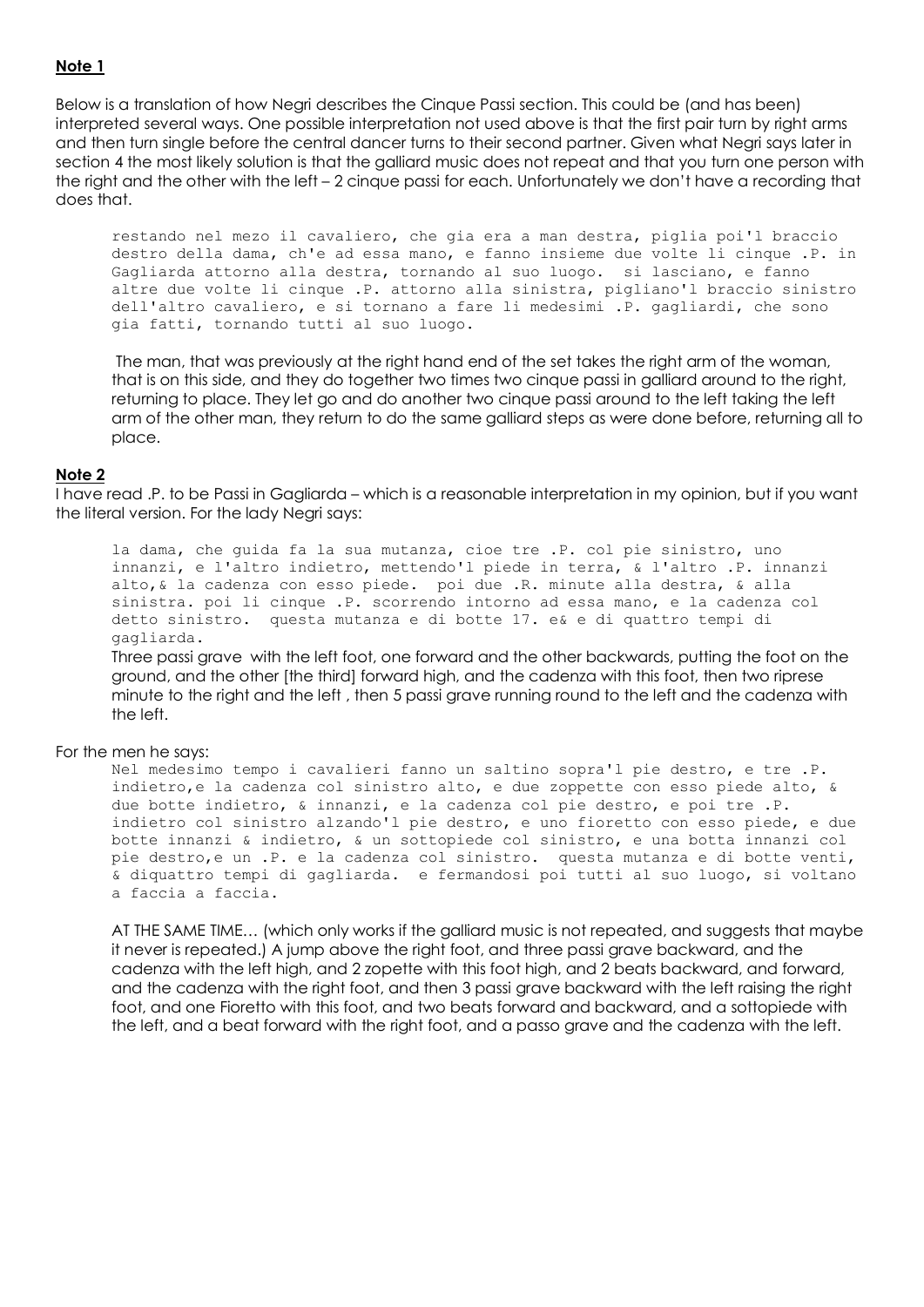**Note 1**

Below is a translation of how Negri describes the Cinque Passi section. This could be (and has been) interpreted several ways. One possible interpretation not used above is that the first pair turn by right arms and then turn single before the central dancer turns to their second partner. Given what Negri says later in section 4 the most likely solution is that the galliard music does not repeat and that you turn one person with the right and the other with the left – 2 cinque passi for each. Unfortunately we don't have a recording that does that.

```
restando nel mezo il cavaliero, che gia era a man destra, piglia poi'l braccio
destro della dama, ch'e ad essa mano, e fanno insieme due volte li cinque .P. in
Gagliarda attorno alla destra, tornando al suo luogo.  si lasciano, e fanno
altre due volte li cinque .P. attorno alla sinistra, pigliano'l braccio sinistro
dell'altro cavaliero, e si tornano a fare li medesimi .P. gagliardi, che sono
gia fatti, tornando tutti al suo luogo.
```

The man, that was previously at the right hand end of the set takes the right arm of the woman, that is on this side, and they do together two times two cinque passi in galliard around to the right, returning to place. They let go and do another two cinque passi around to the left taking the left arm of the other man, they return to do the same galliard steps as were done before, returning all to place.

**Note 2**

I have read .P. to be Passi in Gagliarda – which is a reasonable interpretation in my opinion, but if you want the literal version. For the lady Negri says:

```
la dama, che guida fa la sua mutanza, cioe tre .P. col pie sinistro, uno
innanzi, e l'altro indietro, mettendo'l piede in terra, & l'altro .P. innanzi
alto,& la cadenza con esso piede.  poi due .R. minute alla destra, & alla
sinistra. poi li cinque .P. scorrendo intorno ad essa mano, e la cadenza col
detto sinistro.  questa mutanza e di botte 17. e& e di quattro tempi di
gagliarda.
```

Three passi grave with the left foot, one forward and the other backwards, putting the foot on the ground, and the other [the third] forward high, and the cadenza with this foot, then two riprese minute to the right and the left , then 5 passi grave running round to the left and the cadenza with the left.

For the men he says:

```
Nel medesimo tempo i cavalieri fanno un saltino sopra'l pie destro, e tre .P.
indietro,e la cadenza col sinistro alto, e due zoppette con esso piede alto, &
due botte indietro, & innanzi, e la cadenza col pie destro, e poi tre .P.
indietro col sinistro alzando'l pie destro, e uno fioretto con esso piede, e due
botte innanzi & indietro, & un sottopiede col sinistro, e una botta innanzi col
pie destro,e un .P. e la cadenza col sinistro.  questa mutanza e di botte venti,
& diquattro tempi di gagliarda.  e fermandosi poi tutti al suo luogo, si voltano
a faccia a faccia.
```

AT THE SAME TIME… (which only works if the galliard music is not repeated, and suggests that maybe it never is repeated.) A jump above the right foot, and three passi grave backward, and the cadenza with the left high, and 2 zopette with this foot high, and 2 beats backward, and forward, and the cadenza with the right foot, and then 3 passi grave backward with the left raising the right foot, and one Fioretto with this foot, and two beats forward and backward, and a sottopiede with the left, and a beat forward with the right foot, and a passo grave and the cadenza with the left.